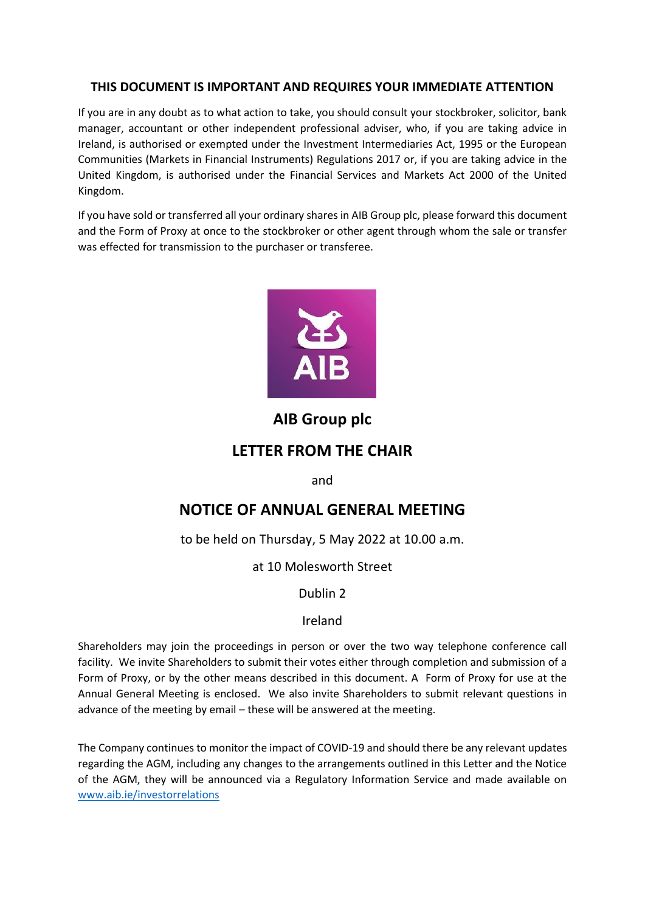**THIS DOCUMENT IS IMPORTANT AND REQUIRES YOUR IMMEDIATE ATTENTION**

If you are in any doubt as to what action to take, you should consult your stockbroker, solicitor, bank manager, accountant or other independent professional adviser, who, if you are taking advice in Ireland, is authorised or exempted under the Investment Intermediaries Act, 1995 or the European Communities (Markets in Financial Instruments) Regulations 2017 or, if you are taking advice in the United Kingdom, is authorised under the Financial Services and Markets Act 2000 of the United Kingdom.

If you have sold or transferred all your ordinary shares in AIB Group plc, please forward this document and the Form of Proxy at once to the stockbroker or other agent through whom the sale or transfer was effected for transmission to the purchaser or transferee.

# AIB Group plc

## LETTER FROM THE CHAIR

and

## NOTICE OF ANNUAL GENERAL MEETING

to be held on Thursday, 5 May 2022 at 10.00 a.m.

at 10 Molesworth Street

Dublin 2

Ireland

Shareholders may join the proceedings in person or over the two way telephone conference call facility. We invite Shareholders to submit their votes either through completion and submission of a Form of Proxy, or by the other means described in this document. A Form of Proxy for use at the Annual General Meeting is enclosed. We also invite Shareholders to submit relevant questions in advance of the meeting by email – these will be answered at the meeting.

The Company continues to monitor the impact of COVID-19 and should there be any relevant updates regarding the AGM, including any changes to the arrangements outlined in this Letter and the Notice of the AGM, they will be announced via a Regulatory Information Service and made available on www.aib.ie/investorrelations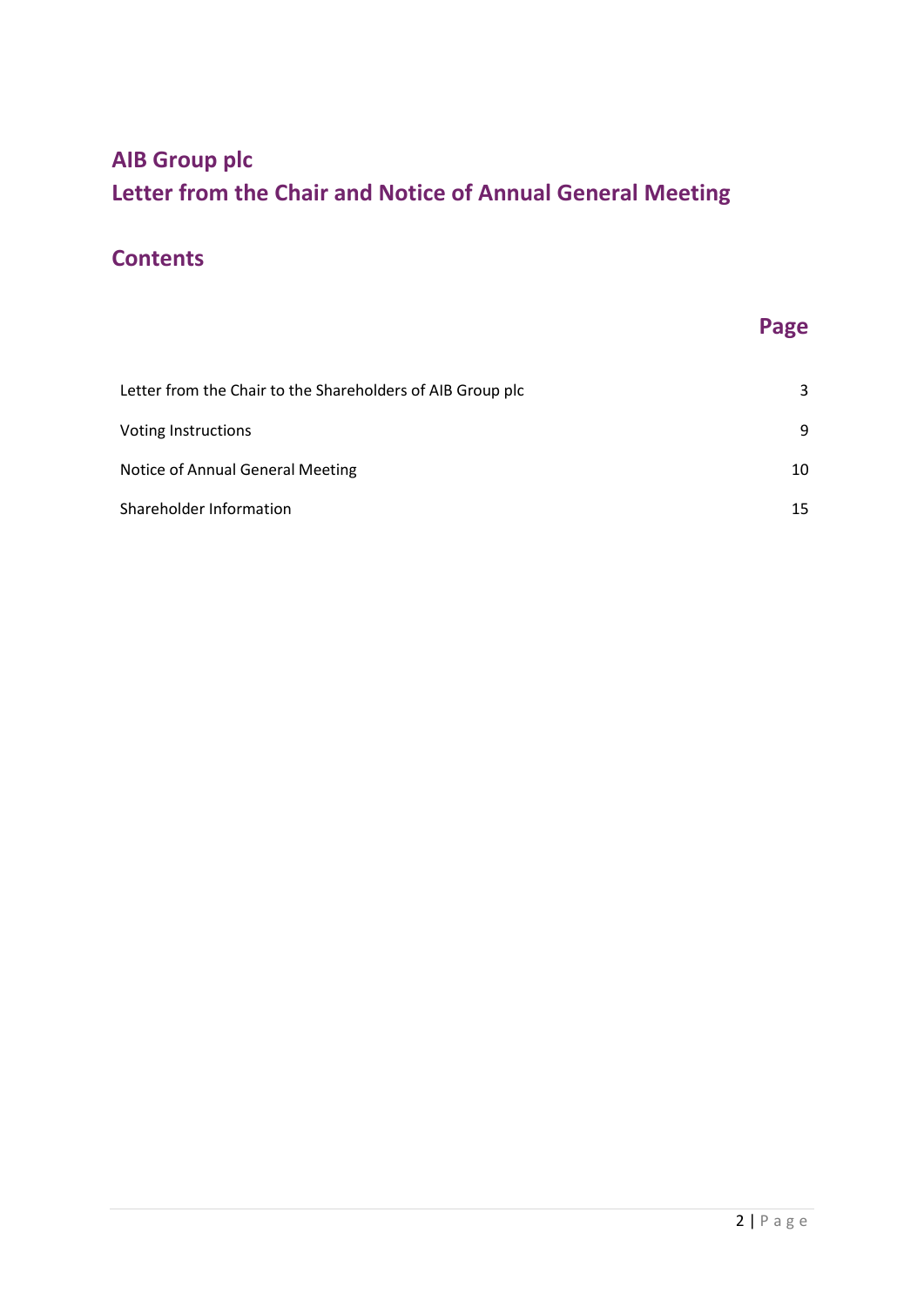# AIB Group plc
# Letter from the Chair and Notice of Annual General Meeting

## Contents

| | Page |
|---|---|
| Letter from the Chair to the Shareholders of AIB Group plc | 3 |
| Voting Instructions | 9 |
| Notice of Annual General Meeting | 10 |
| Shareholder Information | 15 |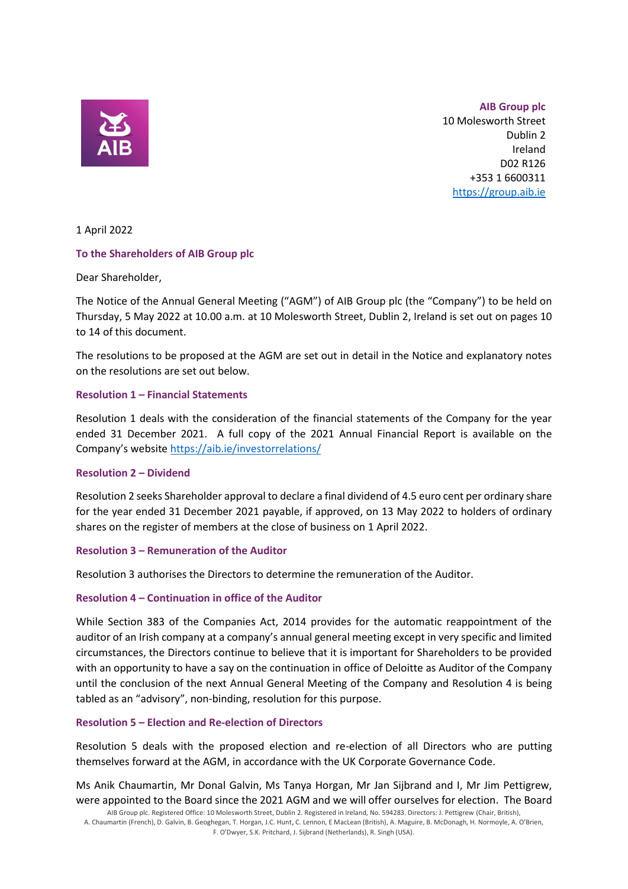**AIB Group plc**
10 Molesworth Street
Dublin 2
Ireland
D02 R126
+353 1 6600311
https://group.aib.ie

1 April 2022

**To the Shareholders of AIB Group plc**

Dear Shareholder,

The Notice of the Annual General Meeting ("AGM") of AIB Group plc (the "Company") to be held on Thursday, 5 May 2022 at 10.00 a.m. at 10 Molesworth Street, Dublin 2, Ireland is set out on pages 10 to 14 of this document.

The resolutions to be proposed at the AGM are set out in detail in the Notice and explanatory notes on the resolutions are set out below.

**Resolution 1 – Financial Statements**

Resolution 1 deals with the consideration of the financial statements of the Company for the year ended 31 December 2021. A full copy of the 2021 Annual Financial Report is available on the Company's website https://aib.ie/investorrelations/

**Resolution 2 – Dividend**

Resolution 2 seeks Shareholder approval to declare a final dividend of 4.5 euro cent per ordinary share for the year ended 31 December 2021 payable, if approved, on 13 May 2022 to holders of ordinary shares on the register of members at the close of business on 1 April 2022.

**Resolution 3 – Remuneration of the Auditor**

Resolution 3 authorises the Directors to determine the remuneration of the Auditor.

**Resolution 4 – Continuation in office of the Auditor**

While Section 383 of the Companies Act, 2014 provides for the automatic reappointment of the auditor of an Irish company at a company's annual general meeting except in very specific and limited circumstances, the Directors continue to believe that it is important for Shareholders to be provided with an opportunity to have a say on the continuation in office of Deloitte as Auditor of the Company until the conclusion of the next Annual General Meeting of the Company and Resolution 4 is being tabled as an "advisory", non-binding, resolution for this purpose.

**Resolution 5 – Election and Re-election of Directors**

Resolution 5 deals with the proposed election and re-election of all Directors who are putting themselves forward at the AGM, in accordance with the UK Corporate Governance Code.

Ms Anik Chaumartin, Mr Donal Galvin, Ms Tanya Horgan, Mr Jan Sijbrand and I, Mr Jim Pettigrew, were appointed to the Board since the 2021 AGM and we will offer ourselves for election. The Board

AIB Group plc. Registered Office: 10 Molesworth Street, Dublin 2. Registered in Ireland, No. 594283. Directors: J. Pettigrew (Chair, British), A. Chaumartin (French), D. Galvin, B. Geoghegan, T. Horgan, J.C. Hunt, C. Lennon, E MacLean (British), A. Maguire, B. McDonagh, H. Normoyle, A. O'Brien, F. O'Dwyer, S.K. Pritchard, J. Sijbrand (Netherlands), R. Singh (USA).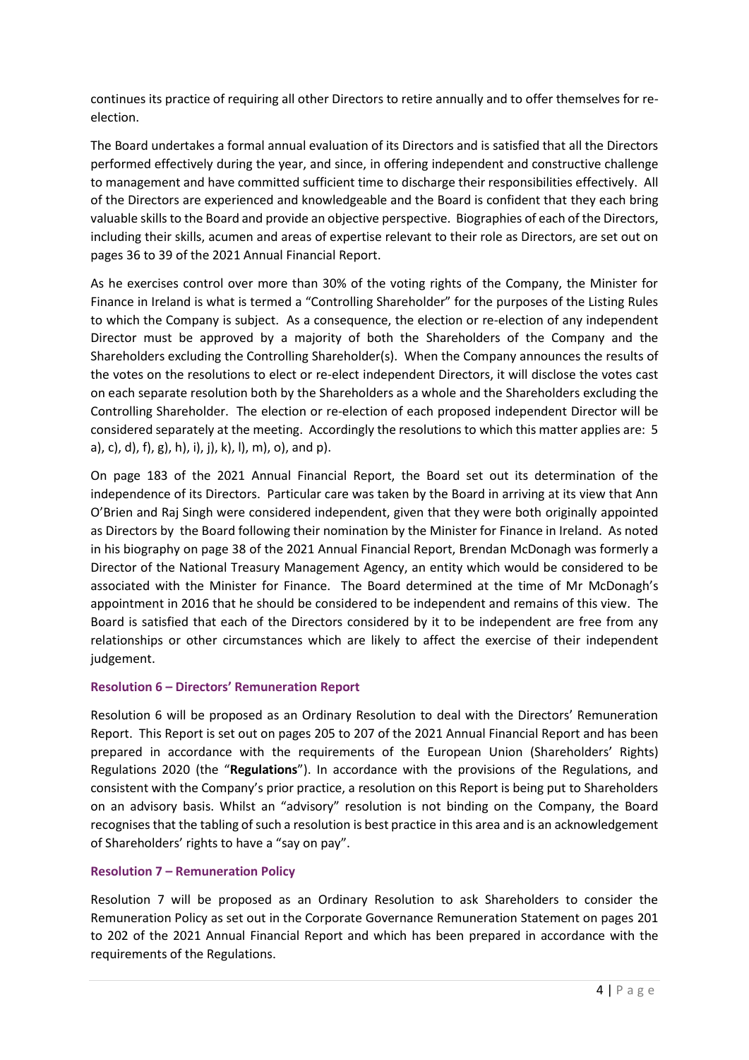continues its practice of requiring all other Directors to retire annually and to offer themselves for re-election.

The Board undertakes a formal annual evaluation of its Directors and is satisfied that all the Directors performed effectively during the year, and since, in offering independent and constructive challenge to management and have committed sufficient time to discharge their responsibilities effectively. All of the Directors are experienced and knowledgeable and the Board is confident that they each bring valuable skills to the Board and provide an objective perspective. Biographies of each of the Directors, including their skills, acumen and areas of expertise relevant to their role as Directors, are set out on pages 36 to 39 of the 2021 Annual Financial Report.

As he exercises control over more than 30% of the voting rights of the Company, the Minister for Finance in Ireland is what is termed a "Controlling Shareholder" for the purposes of the Listing Rules to which the Company is subject. As a consequence, the election or re-election of any independent Director must be approved by a majority of both the Shareholders of the Company and the Shareholders excluding the Controlling Shareholder(s). When the Company announces the results of the votes on the resolutions to elect or re-elect independent Directors, it will disclose the votes cast on each separate resolution both by the Shareholders as a whole and the Shareholders excluding the Controlling Shareholder. The election or re-election of each proposed independent Director will be considered separately at the meeting. Accordingly the resolutions to which this matter applies are: 5 a), c), d), f), g), h), i), j), k), l), m), o), and p).

On page 183 of the 2021 Annual Financial Report, the Board set out its determination of the independence of its Directors. Particular care was taken by the Board in arriving at its view that Ann O'Brien and Raj Singh were considered independent, given that they were both originally appointed as Directors by the Board following their nomination by the Minister for Finance in Ireland. As noted in his biography on page 38 of the 2021 Annual Financial Report, Brendan McDonagh was formerly a Director of the National Treasury Management Agency, an entity which would be considered to be associated with the Minister for Finance. The Board determined at the time of Mr McDonagh's appointment in 2016 that he should be considered to be independent and remains of this view. The Board is satisfied that each of the Directors considered by it to be independent are free from any relationships or other circumstances which are likely to affect the exercise of their independent judgement.

### Resolution 6 – Directors' Remuneration Report

Resolution 6 will be proposed as an Ordinary Resolution to deal with the Directors' Remuneration Report. This Report is set out on pages 205 to 207 of the 2021 Annual Financial Report and has been prepared in accordance with the requirements of the European Union (Shareholders' Rights) Regulations 2020 (the "**Regulations**"). In accordance with the provisions of the Regulations, and consistent with the Company's prior practice, a resolution on this Report is being put to Shareholders on an advisory basis. Whilst an "advisory" resolution is not binding on the Company, the Board recognises that the tabling of such a resolution is best practice in this area and is an acknowledgement of Shareholders' rights to have a "say on pay".

### Resolution 7 – Remuneration Policy

Resolution 7 will be proposed as an Ordinary Resolution to ask Shareholders to consider the Remuneration Policy as set out in the Corporate Governance Remuneration Statement on pages 201 to 202 of the 2021 Annual Financial Report and which has been prepared in accordance with the requirements of the Regulations.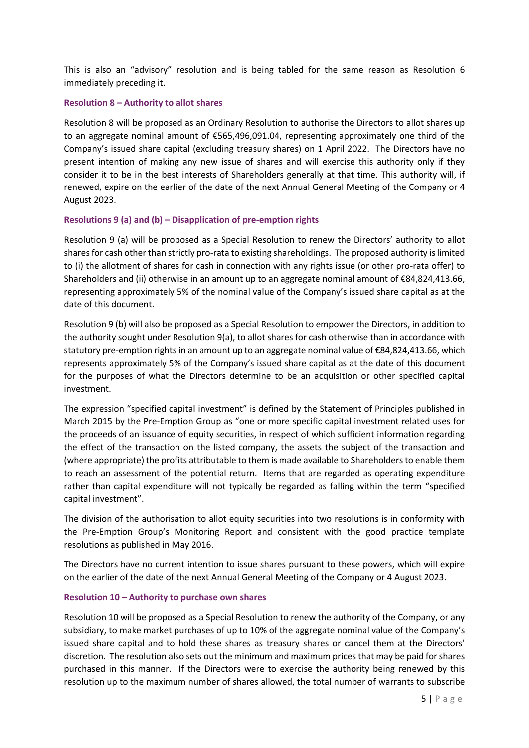This is also an "advisory" resolution and is being tabled for the same reason as Resolution 6 immediately preceding it.

### Resolution 8 – Authority to allot shares

Resolution 8 will be proposed as an Ordinary Resolution to authorise the Directors to allot shares up to an aggregate nominal amount of €565,496,091.04, representing approximately one third of the Company's issued share capital (excluding treasury shares) on 1 April 2022. The Directors have no present intention of making any new issue of shares and will exercise this authority only if they consider it to be in the best interests of Shareholders generally at that time. This authority will, if renewed, expire on the earlier of the date of the next Annual General Meeting of the Company or 4 August 2023.

### Resolutions 9 (a) and (b) – Disapplication of pre-emption rights

Resolution 9 (a) will be proposed as a Special Resolution to renew the Directors' authority to allot shares for cash other than strictly pro-rata to existing shareholdings. The proposed authority is limited to (i) the allotment of shares for cash in connection with any rights issue (or other pro-rata offer) to Shareholders and (ii) otherwise in an amount up to an aggregate nominal amount of €84,824,413.66, representing approximately 5% of the nominal value of the Company's issued share capital as at the date of this document.

Resolution 9 (b) will also be proposed as a Special Resolution to empower the Directors, in addition to the authority sought under Resolution 9(a), to allot shares for cash otherwise than in accordance with statutory pre-emption rights in an amount up to an aggregate nominal value of €84,824,413.66, which represents approximately 5% of the Company's issued share capital as at the date of this document for the purposes of what the Directors determine to be an acquisition or other specified capital investment.

The expression "specified capital investment" is defined by the Statement of Principles published in March 2015 by the Pre-Emption Group as "one or more specific capital investment related uses for the proceeds of an issuance of equity securities, in respect of which sufficient information regarding the effect of the transaction on the listed company, the assets the subject of the transaction and (where appropriate) the profits attributable to them is made available to Shareholders to enable them to reach an assessment of the potential return. Items that are regarded as operating expenditure rather than capital expenditure will not typically be regarded as falling within the term "specified capital investment".

The division of the authorisation to allot equity securities into two resolutions is in conformity with the Pre-Emption Group's Monitoring Report and consistent with the good practice template resolutions as published in May 2016.

The Directors have no current intention to issue shares pursuant to these powers, which will expire on the earlier of the date of the next Annual General Meeting of the Company or 4 August 2023.

### Resolution 10 – Authority to purchase own shares

Resolution 10 will be proposed as a Special Resolution to renew the authority of the Company, or any subsidiary, to make market purchases of up to 10% of the aggregate nominal value of the Company's issued share capital and to hold these shares as treasury shares or cancel them at the Directors' discretion. The resolution also sets out the minimum and maximum prices that may be paid for shares purchased in this manner. If the Directors were to exercise the authority being renewed by this resolution up to the maximum number of shares allowed, the total number of warrants to subscribe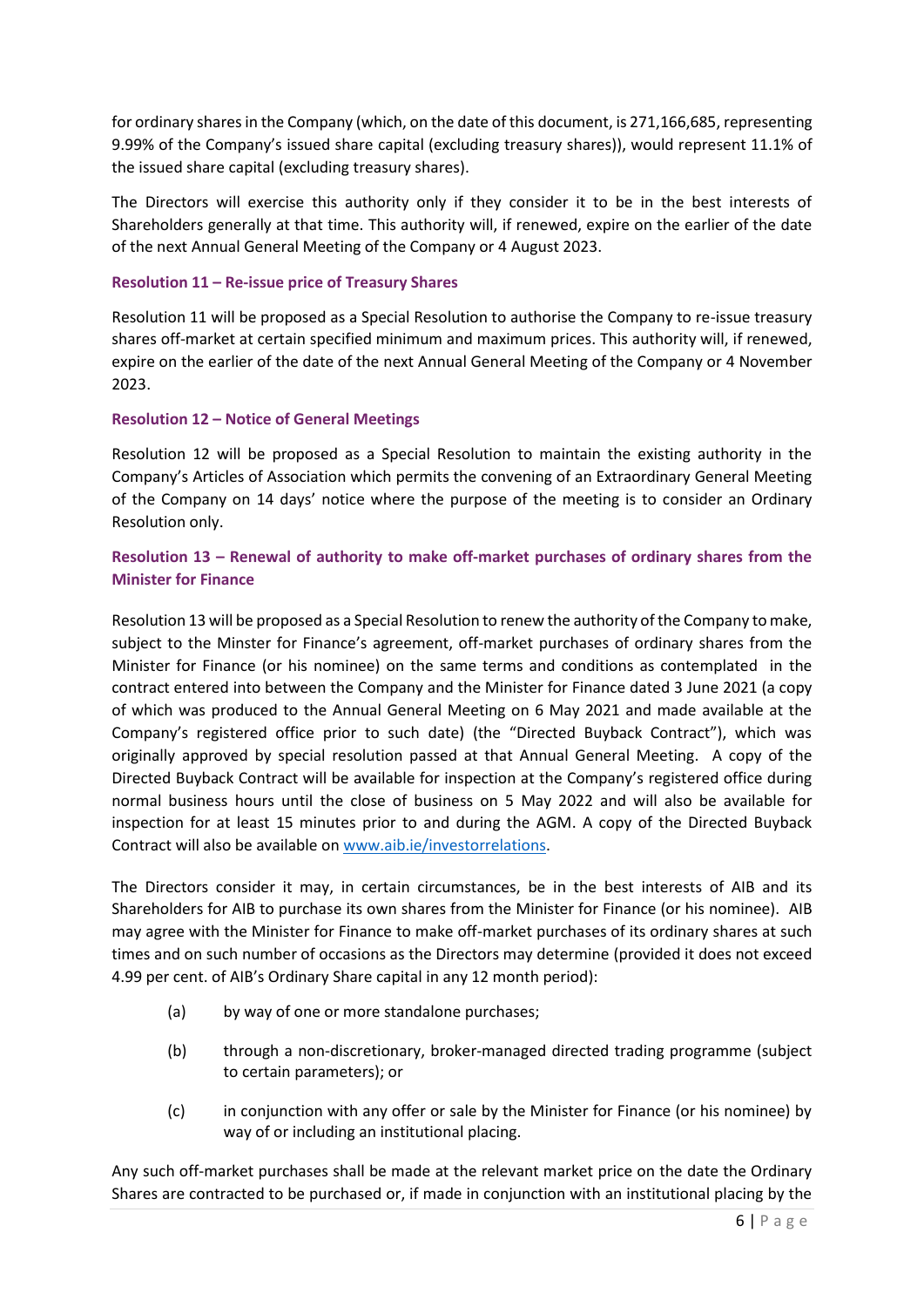for ordinary shares in the Company (which, on the date of this document, is 271,166,685, representing 9.99% of the Company's issued share capital (excluding treasury shares)), would represent 11.1% of the issued share capital (excluding treasury shares).

The Directors will exercise this authority only if they consider it to be in the best interests of Shareholders generally at that time. This authority will, if renewed, expire on the earlier of the date of the next Annual General Meeting of the Company or 4 August 2023.

### Resolution 11 – Re-issue price of Treasury Shares

Resolution 11 will be proposed as a Special Resolution to authorise the Company to re-issue treasury shares off-market at certain specified minimum and maximum prices. This authority will, if renewed, expire on the earlier of the date of the next Annual General Meeting of the Company or 4 November 2023.

### Resolution 12 – Notice of General Meetings

Resolution 12 will be proposed as a Special Resolution to maintain the existing authority in the Company's Articles of Association which permits the convening of an Extraordinary General Meeting of the Company on 14 days' notice where the purpose of the meeting is to consider an Ordinary Resolution only.

### Resolution 13 – Renewal of authority to make off-market purchases of ordinary shares from the Minister for Finance

Resolution 13 will be proposed as a Special Resolution to renew the authority of the Company to make, subject to the Minster for Finance's agreement, off-market purchases of ordinary shares from the Minister for Finance (or his nominee) on the same terms and conditions as contemplated in the contract entered into between the Company and the Minister for Finance dated 3 June 2021 (a copy of which was produced to the Annual General Meeting on 6 May 2021 and made available at the Company's registered office prior to such date) (the "Directed Buyback Contract"), which was originally approved by special resolution passed at that Annual General Meeting. A copy of the Directed Buyback Contract will be available for inspection at the Company's registered office during normal business hours until the close of business on 5 May 2022 and will also be available for inspection for at least 15 minutes prior to and during the AGM. A copy of the Directed Buyback Contract will also be available on www.aib.ie/investorrelations.

The Directors consider it may, in certain circumstances, be in the best interests of AIB and its Shareholders for AIB to purchase its own shares from the Minister for Finance (or his nominee). AIB may agree with the Minister for Finance to make off-market purchases of its ordinary shares at such times and on such number of occasions as the Directors may determine (provided it does not exceed 4.99 per cent. of AIB's Ordinary Share capital in any 12 month period):

(a) by way of one or more standalone purchases;

(b) through a non-discretionary, broker-managed directed trading programme (subject to certain parameters); or

(c) in conjunction with any offer or sale by the Minister for Finance (or his nominee) by way of or including an institutional placing.

Any such off-market purchases shall be made at the relevant market price on the date the Ordinary Shares are contracted to be purchased or, if made in conjunction with an institutional placing by the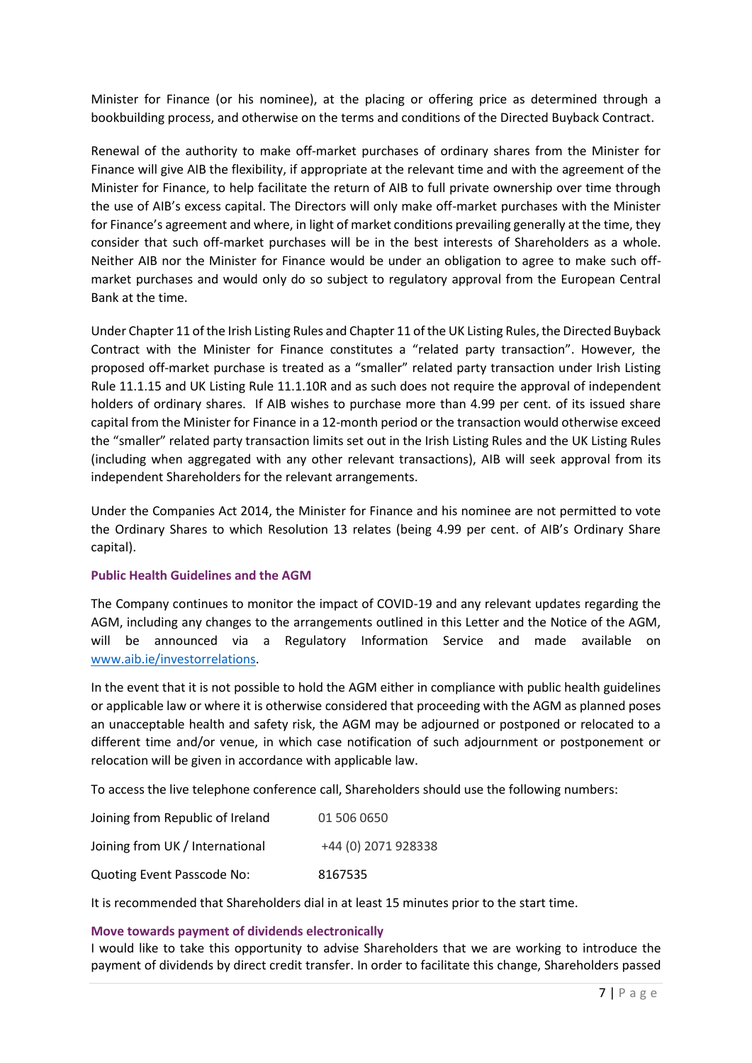Minister for Finance (or his nominee), at the placing or offering price as determined through a bookbuilding process, and otherwise on the terms and conditions of the Directed Buyback Contract.

Renewal of the authority to make off-market purchases of ordinary shares from the Minister for Finance will give AIB the flexibility, if appropriate at the relevant time and with the agreement of the Minister for Finance, to help facilitate the return of AIB to full private ownership over time through the use of AIB's excess capital. The Directors will only make off-market purchases with the Minister for Finance's agreement and where, in light of market conditions prevailing generally at the time, they consider that such off-market purchases will be in the best interests of Shareholders as a whole. Neither AIB nor the Minister for Finance would be under an obligation to agree to make such off-market purchases and would only do so subject to regulatory approval from the European Central Bank at the time.

Under Chapter 11 of the Irish Listing Rules and Chapter 11 of the UK Listing Rules, the Directed Buyback Contract with the Minister for Finance constitutes a "related party transaction". However, the proposed off-market purchase is treated as a "smaller" related party transaction under Irish Listing Rule 11.1.15 and UK Listing Rule 11.1.10R and as such does not require the approval of independent holders of ordinary shares. If AIB wishes to purchase more than 4.99 per cent. of its issued share capital from the Minister for Finance in a 12-month period or the transaction would otherwise exceed the "smaller" related party transaction limits set out in the Irish Listing Rules and the UK Listing Rules (including when aggregated with any other relevant transactions), AIB will seek approval from its independent Shareholders for the relevant arrangements.

Under the Companies Act 2014, the Minister for Finance and his nominee are not permitted to vote the Ordinary Shares to which Resolution 13 relates (being 4.99 per cent. of AIB's Ordinary Share capital).

### Public Health Guidelines and the AGM

The Company continues to monitor the impact of COVID-19 and any relevant updates regarding the AGM, including any changes to the arrangements outlined in this Letter and the Notice of the AGM, will be announced via a Regulatory Information Service and made available on www.aib.ie/investorrelations.

In the event that it is not possible to hold the AGM either in compliance with public health guidelines or applicable law or where it is otherwise considered that proceeding with the AGM as planned poses an unacceptable health and safety risk, the AGM may be adjourned or postponed or relocated to a different time and/or venue, in which case notification of such adjournment or postponement or relocation will be given in accordance with applicable law.

To access the live telephone conference call, Shareholders should use the following numbers:

| | |
|---|---|
| Joining from Republic of Ireland | 01 506 0650 |
| Joining from UK / International | +44 (0) 2071 928338 |
| Quoting Event Passcode No: | 8167535 |

It is recommended that Shareholders dial in at least 15 minutes prior to the start time.

### Move towards payment of dividends electronically

I would like to take this opportunity to advise Shareholders that we are working to introduce the payment of dividends by direct credit transfer. In order to facilitate this change, Shareholders passed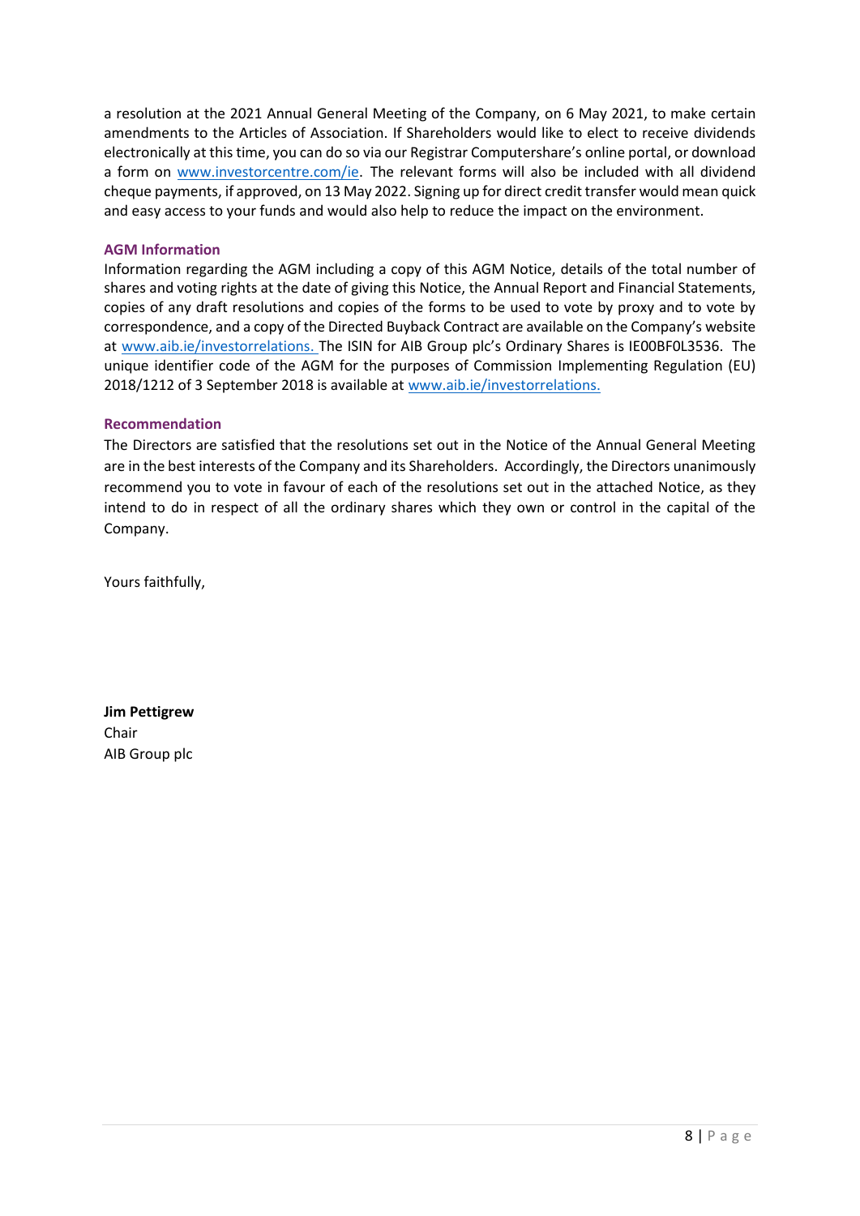a resolution at the 2021 Annual General Meeting of the Company, on 6 May 2021, to make certain amendments to the Articles of Association. If Shareholders would like to elect to receive dividends electronically at this time, you can do so via our Registrar Computershare's online portal, or download a form on www.investorcentre.com/ie. The relevant forms will also be included with all dividend cheque payments, if approved, on 13 May 2022. Signing up for direct credit transfer would mean quick and easy access to your funds and would also help to reduce the impact on the environment.

### AGM Information

Information regarding the AGM including a copy of this AGM Notice, details of the total number of shares and voting rights at the date of giving this Notice, the Annual Report and Financial Statements, copies of any draft resolutions and copies of the forms to be used to vote by proxy and to vote by correspondence, and a copy of the Directed Buyback Contract are available on the Company's website at www.aib.ie/investorrelations. The ISIN for AIB Group plc's Ordinary Shares is IE00BF0L3536. The unique identifier code of the AGM for the purposes of Commission Implementing Regulation (EU) 2018/1212 of 3 September 2018 is available at www.aib.ie/investorrelations.

### Recommendation

The Directors are satisfied that the resolutions set out in the Notice of the Annual General Meeting are in the best interests of the Company and its Shareholders. Accordingly, the Directors unanimously recommend you to vote in favour of each of the resolutions set out in the attached Notice, as they intend to do in respect of all the ordinary shares which they own or control in the capital of the Company.

Yours faithfully,

**Jim Pettigrew**
Chair
AIB Group plc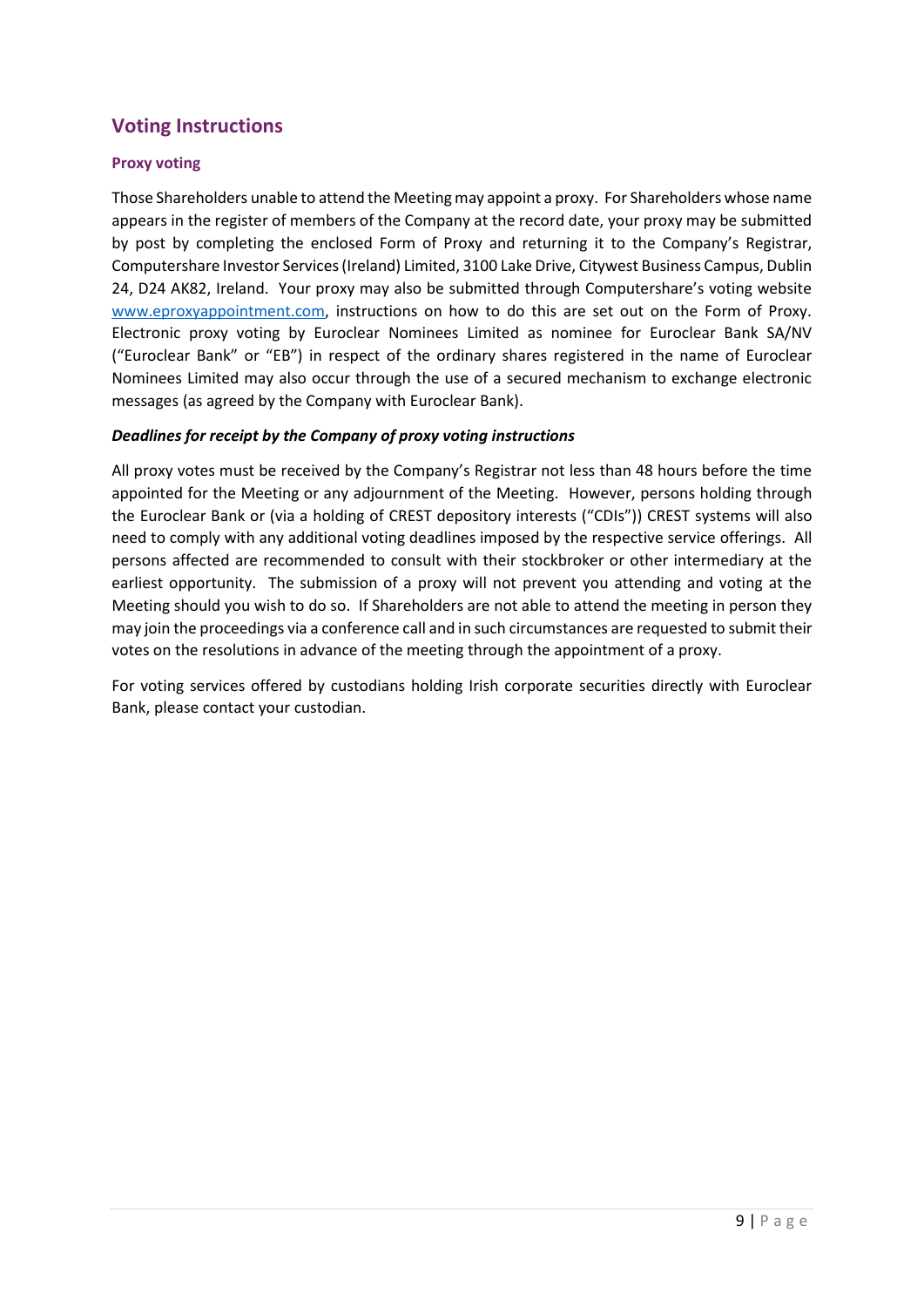## Voting Instructions

### Proxy voting

Those Shareholders unable to attend the Meeting may appoint a proxy. For Shareholders whose name appears in the register of members of the Company at the record date, your proxy may be submitted by post by completing the enclosed Form of Proxy and returning it to the Company's Registrar, Computershare Investor Services (Ireland) Limited, 3100 Lake Drive, Citywest Business Campus, Dublin 24, D24 AK82, Ireland. Your proxy may also be submitted through Computershare's voting website [www.eproxyappointment.com](http://www.eproxyappointment.com), instructions on how to do this are set out on the Form of Proxy. Electronic proxy voting by Euroclear Nominees Limited as nominee for Euroclear Bank SA/NV ("Euroclear Bank" or "EB") in respect of the ordinary shares registered in the name of Euroclear Nominees Limited may also occur through the use of a secured mechanism to exchange electronic messages (as agreed by the Company with Euroclear Bank).

#### *Deadlines for receipt by the Company of proxy voting instructions*

All proxy votes must be received by the Company's Registrar not less than 48 hours before the time appointed for the Meeting or any adjournment of the Meeting. However, persons holding through the Euroclear Bank or (via a holding of CREST depository interests ("CDIs")) CREST systems will also need to comply with any additional voting deadlines imposed by the respective service offerings. All persons affected are recommended to consult with their stockbroker or other intermediary at the earliest opportunity. The submission of a proxy will not prevent you attending and voting at the Meeting should you wish to do so. If Shareholders are not able to attend the meeting in person they may join the proceedings via a conference call and in such circumstances are requested to submit their votes on the resolutions in advance of the meeting through the appointment of a proxy.

For voting services offered by custodians holding Irish corporate securities directly with Euroclear Bank, please contact your custodian.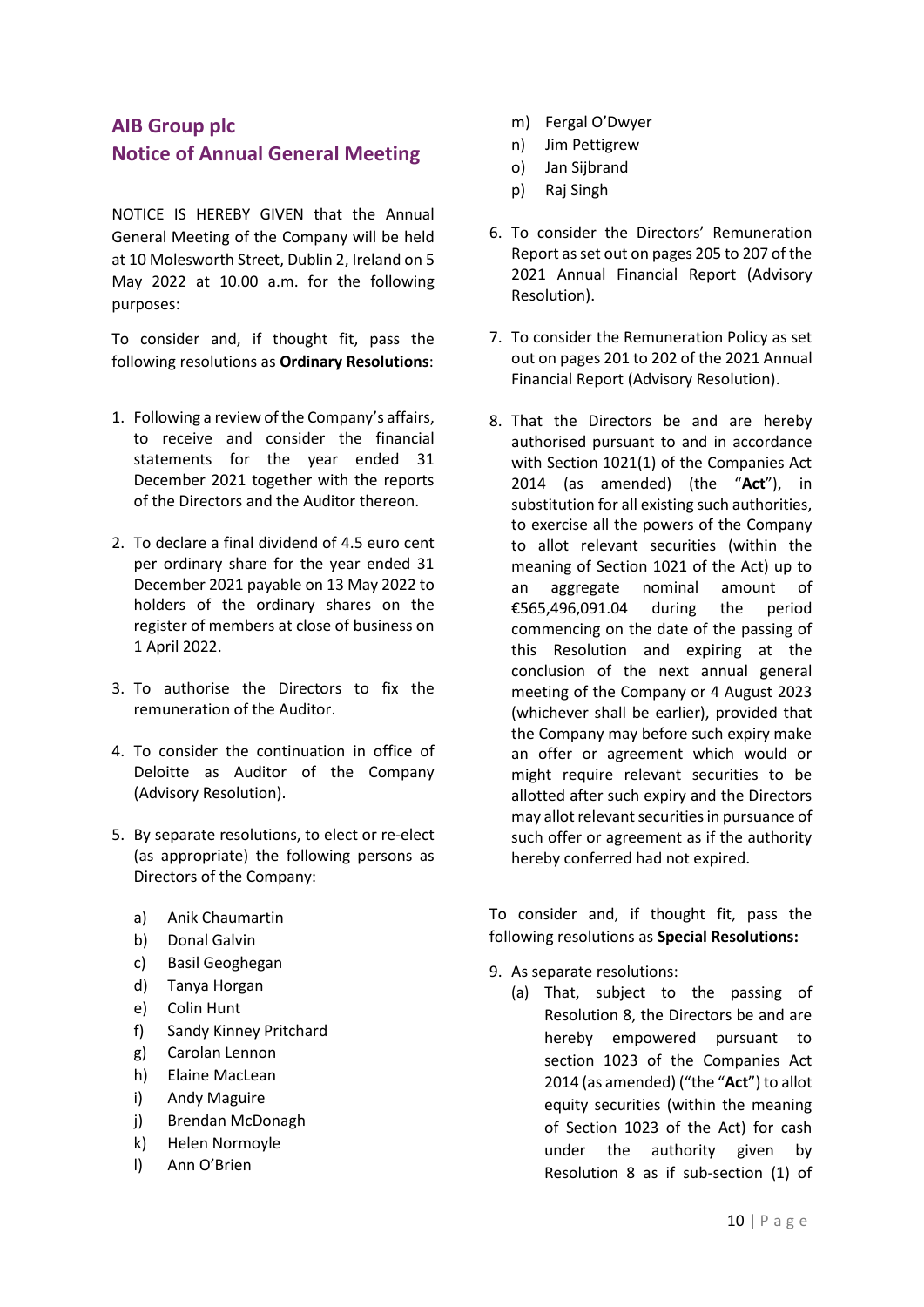# AIB Group plc
## Notice of Annual General Meeting

NOTICE IS HEREBY GIVEN that the Annual General Meeting of the Company will be held at 10 Molesworth Street, Dublin 2, Ireland on 5 May 2022 at 10.00 a.m. for the following purposes:

To consider and, if thought fit, pass the following resolutions as **Ordinary Resolutions**:

1. Following a review of the Company's affairs, to receive and consider the financial statements for the year ended 31 December 2021 together with the reports of the Directors and the Auditor thereon.

2. To declare a final dividend of 4.5 euro cent per ordinary share for the year ended 31 December 2021 payable on 13 May 2022 to holders of the ordinary shares on the register of members at close of business on 1 April 2022.

3. To authorise the Directors to fix the remuneration of the Auditor.

4. To consider the continuation in office of Deloitte as Auditor of the Company (Advisory Resolution).

5. By separate resolutions, to elect or re-elect (as appropriate) the following persons as Directors of the Company:

   a) Anik Chaumartin
   b) Donal Galvin
   c) Basil Geoghegan
   d) Tanya Horgan
   e) Colin Hunt
   f) Sandy Kinney Pritchard
   g) Carolan Lennon
   h) Elaine MacLean
   i) Andy Maguire
   j) Brendan McDonagh
   k) Helen Normoyle
   l) Ann O'Brien
   m) Fergal O'Dwyer
   n) Jim Pettigrew
   o) Jan Sijbrand
   p) Raj Singh

6. To consider the Directors' Remuneration Report as set out on pages 205 to 207 of the 2021 Annual Financial Report (Advisory Resolution).

7. To consider the Remuneration Policy as set out on pages 201 to 202 of the 2021 Annual Financial Report (Advisory Resolution).

8. That the Directors be and are hereby authorised pursuant to and in accordance with Section 1021(1) of the Companies Act 2014 (as amended) (the "**Act**"), in substitution for all existing such authorities, to exercise all the powers of the Company to allot relevant securities (within the meaning of Section 1021 of the Act) up to an aggregate nominal amount of €565,496,091.04 during the period commencing on the date of the passing of this Resolution and expiring at the conclusion of the next annual general meeting of the Company or 4 August 2023 (whichever shall be earlier), provided that the Company may before such expiry make an offer or agreement which would or might require relevant securities to be allotted after such expiry and the Directors may allot relevant securities in pursuance of such offer or agreement as if the authority hereby conferred had not expired.

To consider and, if thought fit, pass the following resolutions as **Special Resolutions:**

9. As separate resolutions:
   (a) That, subject to the passing of Resolution 8, the Directors be and are hereby empowered pursuant to section 1023 of the Companies Act 2014 (as amended) ("the "**Act**") to allot equity securities (within the meaning of Section 1023 of the Act) for cash under the authority given by Resolution 8 as if sub-section (1) of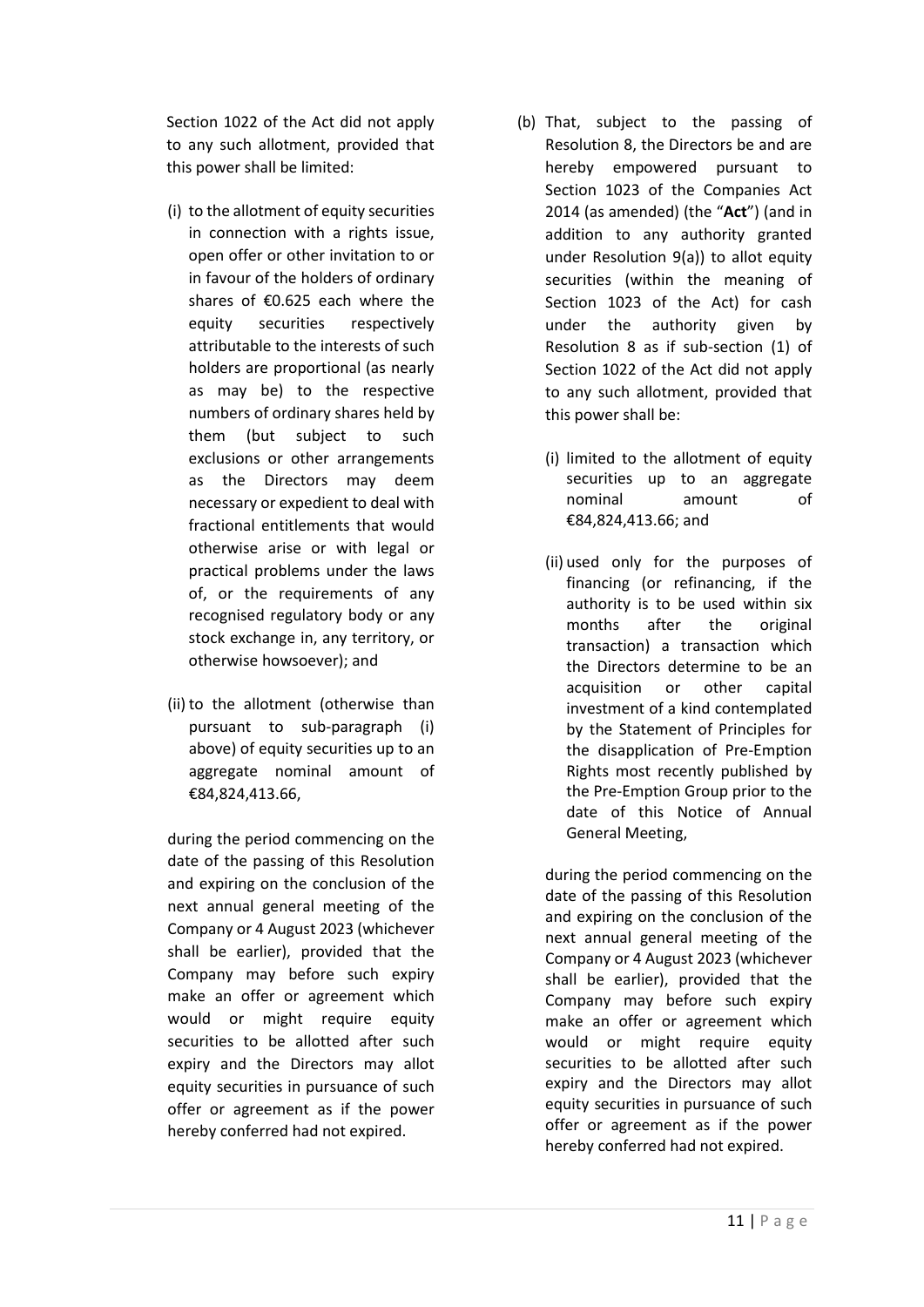Section 1022 of the Act did not apply to any such allotment, provided that this power shall be limited:

(i) to the allotment of equity securities in connection with a rights issue, open offer or other invitation to or in favour of the holders of ordinary shares of €0.625 each where the equity securities respectively attributable to the interests of such holders are proportional (as nearly as may be) to the respective numbers of ordinary shares held by them (but subject to such exclusions or other arrangements as the Directors may deem necessary or expedient to deal with fractional entitlements that would otherwise arise or with legal or practical problems under the laws of, or the requirements of any recognised regulatory body or any stock exchange in, any territory, or otherwise howsoever); and

(ii) to the allotment (otherwise than pursuant to sub-paragraph (i) above) of equity securities up to an aggregate nominal amount of €84,824,413.66,

during the period commencing on the date of the passing of this Resolution and expiring on the conclusion of the next annual general meeting of the Company or 4 August 2023 (whichever shall be earlier), provided that the Company may before such expiry make an offer or agreement which would or might require equity securities to be allotted after such expiry and the Directors may allot equity securities in pursuance of such offer or agreement as if the power hereby conferred had not expired.

(b) That, subject to the passing of Resolution 8, the Directors be and are hereby empowered pursuant to Section 1023 of the Companies Act 2014 (as amended) (the "**Act**") (and in addition to any authority granted under Resolution 9(a)) to allot equity securities (within the meaning of Section 1023 of the Act) for cash under the authority given by Resolution 8 as if sub-section (1) of Section 1022 of the Act did not apply to any such allotment, provided that this power shall be:

(i) limited to the allotment of equity securities up to an aggregate nominal amount of €84,824,413.66; and

(ii) used only for the purposes of financing (or refinancing, if the authority is to be used within six months after the original transaction) a transaction which the Directors determine to be an acquisition or other capital investment of a kind contemplated by the Statement of Principles for the disapplication of Pre-Emption Rights most recently published by the Pre-Emption Group prior to the date of this Notice of Annual General Meeting,

during the period commencing on the date of the passing of this Resolution and expiring on the conclusion of the next annual general meeting of the Company or 4 August 2023 (whichever shall be earlier), provided that the Company may before such expiry make an offer or agreement which would or might require equity securities to be allotted after such expiry and the Directors may allot equity securities in pursuance of such offer or agreement as if the power hereby conferred had not expired.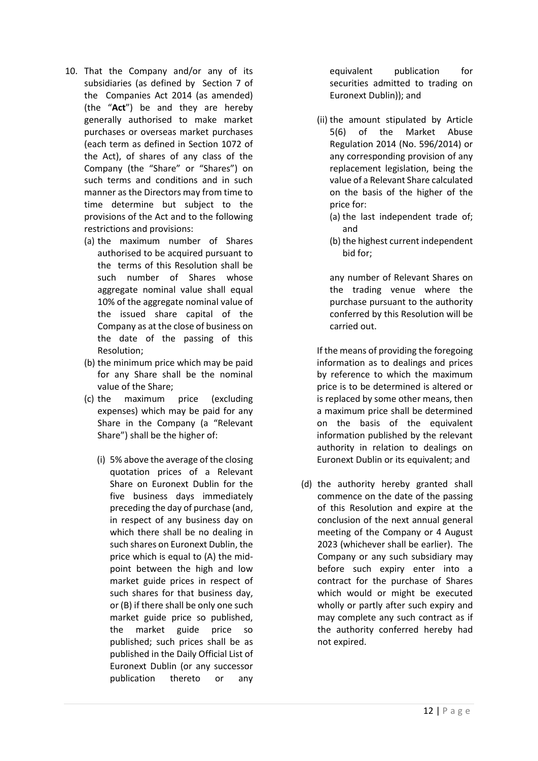10. That the Company and/or any of its subsidiaries (as defined by Section 7 of the Companies Act 2014 (as amended) (the "**Act**") be and they are hereby generally authorised to make market purchases or overseas market purchases (each term as defined in Section 1072 of the Act), of shares of any class of the Company (the "Share" or "Shares") on such terms and conditions and in such manner as the Directors may from time to time determine but subject to the provisions of the Act and to the following restrictions and provisions:
    (a) the maximum number of Shares authorised to be acquired pursuant to the terms of this Resolution shall be such number of Shares whose aggregate nominal value shall equal 10% of the aggregate nominal value of the issued share capital of the Company as at the close of business on the date of the passing of this Resolution;
    (b) the minimum price which may be paid for any Share shall be the nominal value of the Share;
    (c) the maximum price (excluding expenses) which may be paid for any Share in the Company (a "Relevant Share") shall be the higher of:

        (i) 5% above the average of the closing quotation prices of a Relevant Share on Euronext Dublin for the five business days immediately preceding the day of purchase (and, in respect of any business day on which there shall be no dealing in such shares on Euronext Dublin, the price which is equal to (A) the mid-point between the high and low market guide prices in respect of such shares for that business day, or (B) if there shall be only one such market guide price so published, the market guide price so published; such prices shall be as published in the Daily Official List of Euronext Dublin (or any successor publication thereto or any equivalent publication for securities admitted to trading on Euronext Dublin)); and

        (ii) the amount stipulated by Article 5(6) of the Market Abuse Regulation 2014 (No. 596/2014) or any corresponding provision of any replacement legislation, being the value of a Relevant Share calculated on the basis of the higher of the price for:
            (a) the last independent trade of; and
            (b) the highest current independent bid for;

        any number of Relevant Shares on the trading venue where the purchase pursuant to the authority conferred by this Resolution will be carried out.

        If the means of providing the foregoing information as to dealings and prices by reference to which the maximum price is to be determined is altered or is replaced by some other means, then a maximum price shall be determined on the basis of the equivalent information published by the relevant authority in relation to dealings on Euronext Dublin or its equivalent; and

    (d) the authority hereby granted shall commence on the date of the passing of this Resolution and expire at the conclusion of the next annual general meeting of the Company or 4 August 2023 (whichever shall be earlier). The Company or any such subsidiary may before such expiry enter into a contract for the purchase of Shares which would or might be executed wholly or partly after such expiry and may complete any such contract as if the authority conferred hereby had not expired.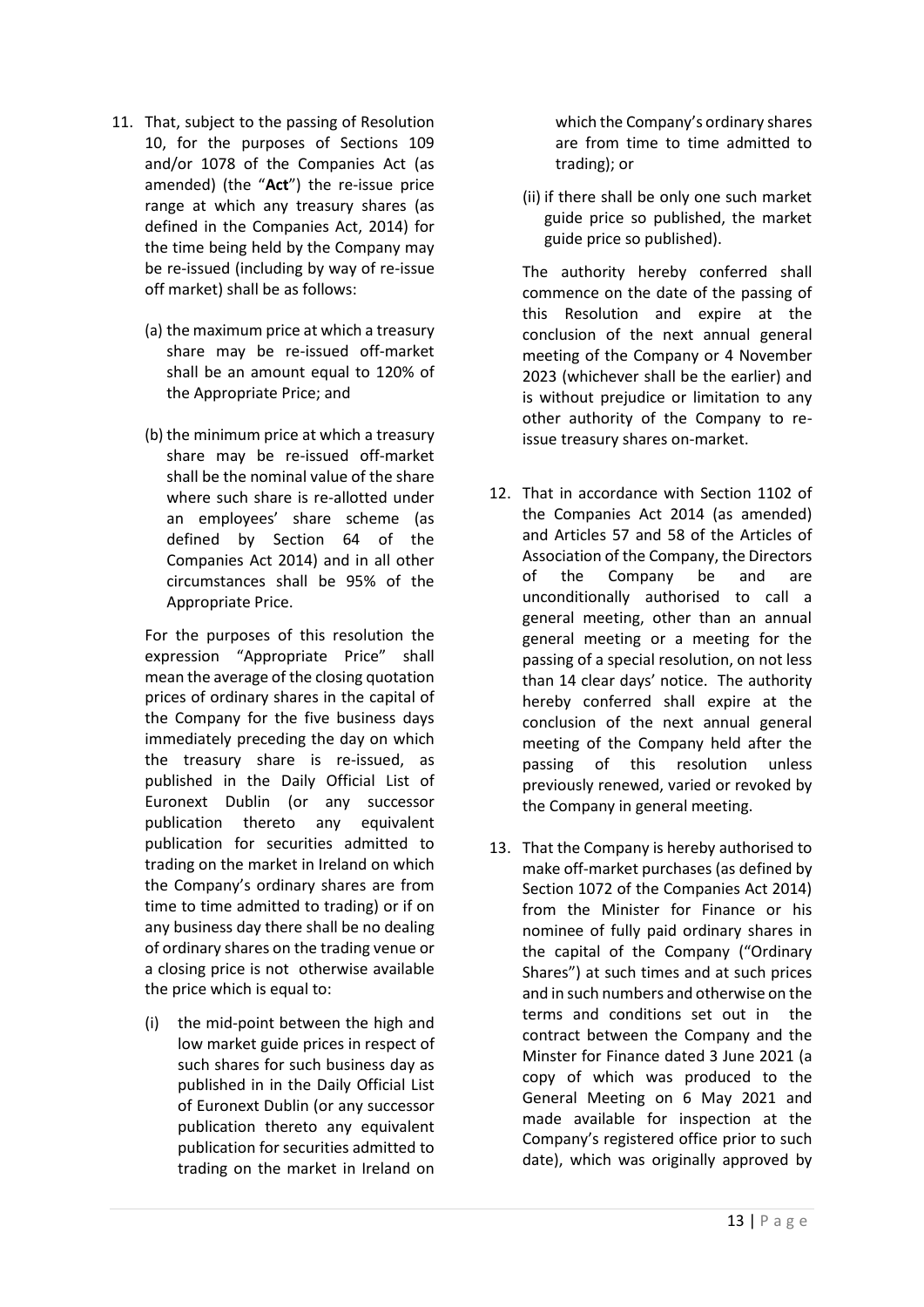11. That, subject to the passing of Resolution 10, for the purposes of Sections 109 and/or 1078 of the Companies Act (as amended) (the "**Act**") the re-issue price range at which any treasury shares (as defined in the Companies Act, 2014) for the time being held by the Company may be re-issued (including by way of re-issue off market) shall be as follows:

    (a) the maximum price at which a treasury share may be re-issued off-market shall be an amount equal to 120% of the Appropriate Price; and

    (b) the minimum price at which a treasury share may be re-issued off-market shall be the nominal value of the share where such share is re-allotted under an employees' share scheme (as defined by Section 64 of the Companies Act 2014) and in all other circumstances shall be 95% of the Appropriate Price.

    For the purposes of this resolution the expression "Appropriate Price" shall mean the average of the closing quotation prices of ordinary shares in the capital of the Company for the five business days immediately preceding the day on which the treasury share is re-issued, as published in the Daily Official List of Euronext Dublin (or any successor publication thereto any equivalent publication for securities admitted to trading on the market in Ireland on which the Company's ordinary shares are from time to time admitted to trading) or if on any business day there shall be no dealing of ordinary shares on the trading venue or a closing price is not otherwise available the price which is equal to:

    (i) the mid-point between the high and low market guide prices in respect of such shares for such business day as published in in the Daily Official List of Euronext Dublin (or any successor publication thereto any equivalent publication for securities admitted to trading on the market in Ireland on which the Company's ordinary shares are from time to time admitted to trading); or

    (ii) if there shall be only one such market guide price so published, the market guide price so published).

    The authority hereby conferred shall commence on the date of the passing of this Resolution and expire at the conclusion of the next annual general meeting of the Company or 4 November 2023 (whichever shall be the earlier) and is without prejudice or limitation to any other authority of the Company to re-issue treasury shares on-market.

12. That in accordance with Section 1102 of the Companies Act 2014 (as amended) and Articles 57 and 58 of the Articles of Association of the Company, the Directors of the Company be and are unconditionally authorised to call a general meeting, other than an annual general meeting or a meeting for the passing of a special resolution, on not less than 14 clear days' notice. The authority hereby conferred shall expire at the conclusion of the next annual general meeting of the Company held after the passing of this resolution unless previously renewed, varied or revoked by the Company in general meeting.

13. That the Company is hereby authorised to make off-market purchases (as defined by Section 1072 of the Companies Act 2014) from the Minister for Finance or his nominee of fully paid ordinary shares in the capital of the Company ("Ordinary Shares") at such times and at such prices and in such numbers and otherwise on the terms and conditions set out in the contract between the Company and the Minster for Finance dated 3 June 2021 (a copy of which was produced to the General Meeting on 6 May 2021 and made available for inspection at the Company's registered office prior to such date), which was originally approved by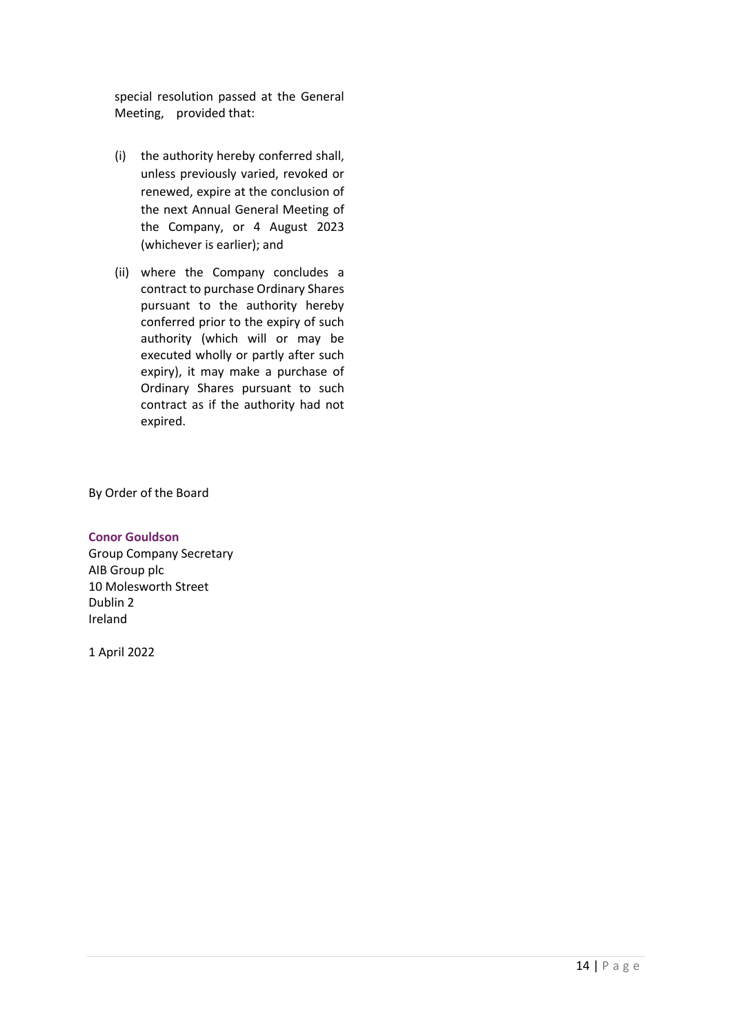special resolution passed at the General Meeting, provided that:

(i) the authority hereby conferred shall, unless previously varied, revoked or renewed, expire at the conclusion of the next Annual General Meeting of the Company, or 4 August 2023 (whichever is earlier); and

(ii) where the Company concludes a contract to purchase Ordinary Shares pursuant to the authority hereby conferred prior to the expiry of such authority (which will or may be executed wholly or partly after such expiry), it may make a purchase of Ordinary Shares pursuant to such contract as if the authority had not expired.

By Order of the Board

**Conor Gouldson**
Group Company Secretary
AIB Group plc
10 Molesworth Street
Dublin 2
Ireland

1 April 2022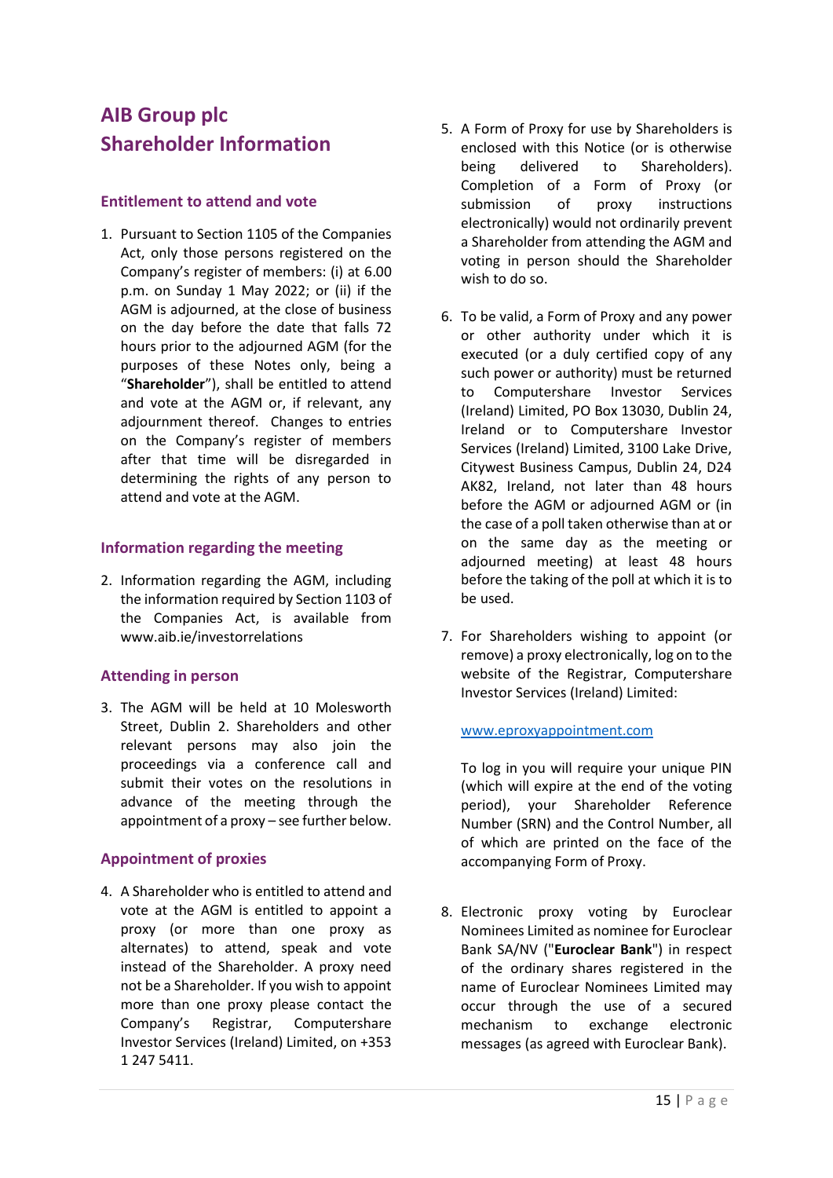# AIB Group plc
# Shareholder Information

## Entitlement to attend and vote

1. Pursuant to Section 1105 of the Companies Act, only those persons registered on the Company's register of members: (i) at 6.00 p.m. on Sunday 1 May 2022; or (ii) if the AGM is adjourned, at the close of business on the day before the date that falls 72 hours prior to the adjourned AGM (for the purposes of these Notes only, being a "**Shareholder**"), shall be entitled to attend and vote at the AGM or, if relevant, any adjournment thereof. Changes to entries on the Company's register of members after that time will be disregarded in determining the rights of any person to attend and vote at the AGM.

## Information regarding the meeting

2. Information regarding the AGM, including the information required by Section 1103 of the Companies Act, is available from www.aib.ie/investorrelations

## Attending in person

3. The AGM will be held at 10 Molesworth Street, Dublin 2. Shareholders and other relevant persons may also join the proceedings via a conference call and submit their votes on the resolutions in advance of the meeting through the appointment of a proxy – see further below.

## Appointment of proxies

4. A Shareholder who is entitled to attend and vote at the AGM is entitled to appoint a proxy (or more than one proxy as alternates) to attend, speak and vote instead of the Shareholder. A proxy need not be a Shareholder. If you wish to appoint more than one proxy please contact the Company's Registrar, Computershare Investor Services (Ireland) Limited, on +353 1 247 5411.

5. A Form of Proxy for use by Shareholders is enclosed with this Notice (or is otherwise being delivered to Shareholders). Completion of a Form of Proxy (or submission of proxy instructions electronically) would not ordinarily prevent a Shareholder from attending the AGM and voting in person should the Shareholder wish to do so.

6. To be valid, a Form of Proxy and any power or other authority under which it is executed (or a duly certified copy of any such power or authority) must be returned to Computershare Investor Services (Ireland) Limited, PO Box 13030, Dublin 24, Ireland or to Computershare Investor Services (Ireland) Limited, 3100 Lake Drive, Citywest Business Campus, Dublin 24, D24 AK82, Ireland, not later than 48 hours before the AGM or adjourned AGM or (in the case of a poll taken otherwise than at or on the same day as the meeting or adjourned meeting) at least 48 hours before the taking of the poll at which it is to be used.

7. For Shareholders wishing to appoint (or remove) a proxy electronically, log on to the website of the Registrar, Computershare Investor Services (Ireland) Limited:

   www.eproxyappointment.com

   To log in you will require your unique PIN (which will expire at the end of the voting period), your Shareholder Reference Number (SRN) and the Control Number, all of which are printed on the face of the accompanying Form of Proxy.

8. Electronic proxy voting by Euroclear Nominees Limited as nominee for Euroclear Bank SA/NV ("**Euroclear Bank**") in respect of the ordinary shares registered in the name of Euroclear Nominees Limited may occur through the use of a secured mechanism to exchange electronic messages (as agreed with Euroclear Bank).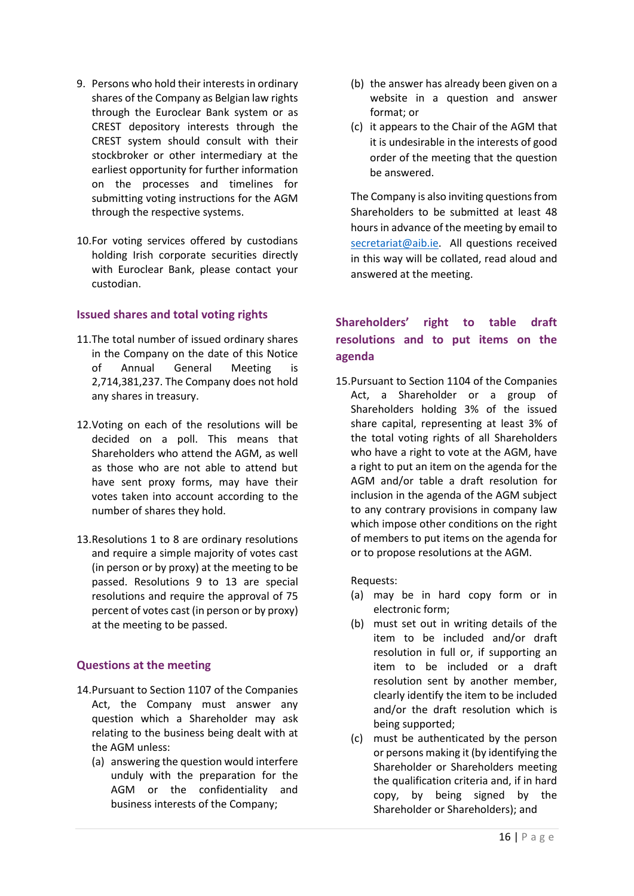9. Persons who hold their interests in ordinary shares of the Company as Belgian law rights through the Euroclear Bank system or as CREST depository interests through the CREST system should consult with their stockbroker or other intermediary at the earliest opportunity for further information on the processes and timelines for submitting voting instructions for the AGM through the respective systems.

10. For voting services offered by custodians holding Irish corporate securities directly with Euroclear Bank, please contact your custodian.

## Issued shares and total voting rights

11. The total number of issued ordinary shares in the Company on the date of this Notice of Annual General Meeting is 2,714,381,237. The Company does not hold any shares in treasury.

12. Voting on each of the resolutions will be decided on a poll. This means that Shareholders who attend the AGM, as well as those who are not able to attend but have sent proxy forms, may have their votes taken into account according to the number of shares they hold.

13. Resolutions 1 to 8 are ordinary resolutions and require a simple majority of votes cast (in person or by proxy) at the meeting to be passed. Resolutions 9 to 13 are special resolutions and require the approval of 75 percent of votes cast (in person or by proxy) at the meeting to be passed.

## Questions at the meeting

14. Pursuant to Section 1107 of the Companies Act, the Company must answer any question which a Shareholder may ask relating to the business being dealt with at the AGM unless:
    (a) answering the question would interfere unduly with the preparation for the AGM or the confidentiality and business interests of the Company;
    (b) the answer has already been given on a website in a question and answer format; or
    (c) it appears to the Chair of the AGM that it is undesirable in the interests of good order of the meeting that the question be answered.

    The Company is also inviting questions from Shareholders to be submitted at least 48 hours in advance of the meeting by email to secretariat@aib.ie. All questions received in this way will be collated, read aloud and answered at the meeting.

## Shareholders' right to table draft resolutions and to put items on the agenda

15. Pursuant to Section 1104 of the Companies Act, a Shareholder or a group of Shareholders holding 3% of the issued share capital, representing at least 3% of the total voting rights of all Shareholders who have a right to vote at the AGM, have a right to put an item on the agenda for the AGM and/or table a draft resolution for inclusion in the agenda of the AGM subject to any contrary provisions in company law which impose other conditions on the right of members to put items on the agenda for or to propose resolutions at the AGM.

    Requests:
    (a) may be in hard copy form or in electronic form;
    (b) must set out in writing details of the item to be included and/or draft resolution in full or, if supporting an item to be included or a draft resolution sent by another member, clearly identify the item to be included and/or the draft resolution which is being supported;
    (c) must be authenticated by the person or persons making it (by identifying the Shareholder or Shareholders meeting the qualification criteria and, if in hard copy, by being signed by the Shareholder or Shareholders); and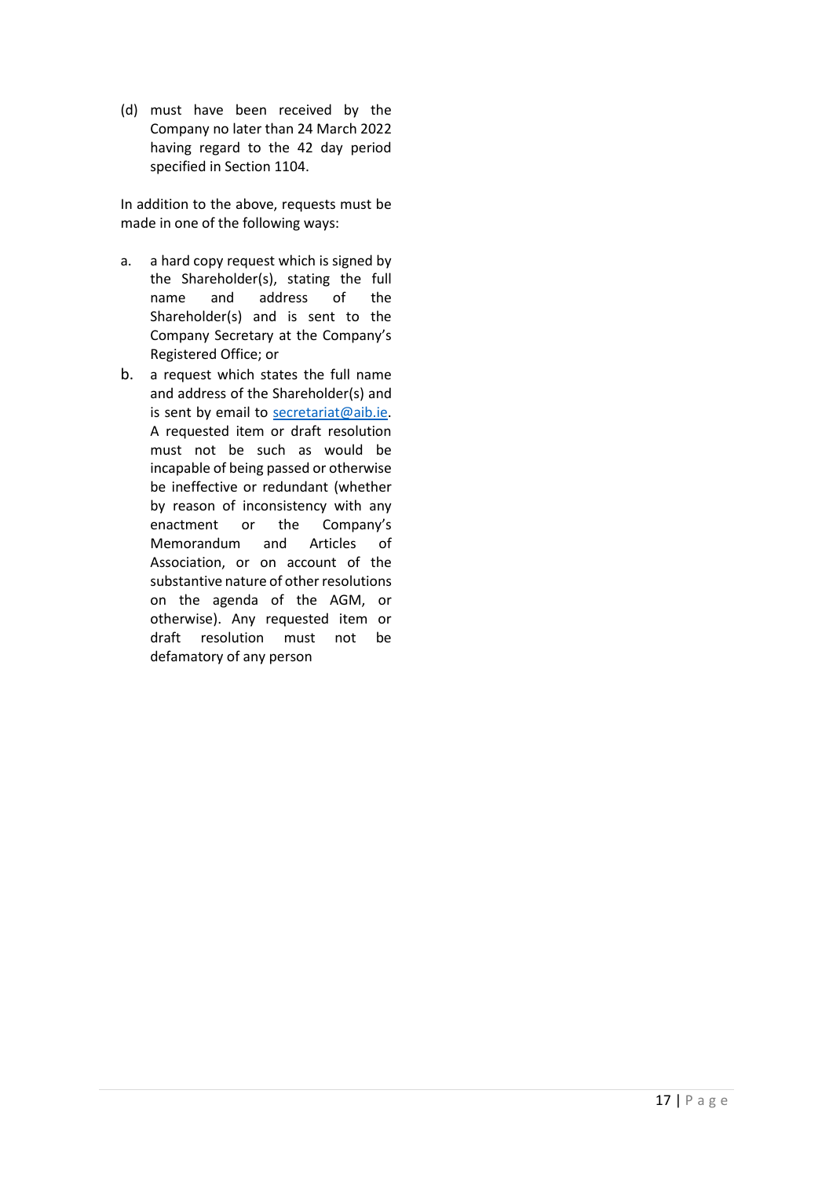(d) must have been received by the Company no later than 24 March 2022 having regard to the 42 day period specified in Section 1104.

In addition to the above, requests must be made in one of the following ways:

a. a hard copy request which is signed by the Shareholder(s), stating the full name and address of the Shareholder(s) and is sent to the Company Secretary at the Company's Registered Office; or
b. a request which states the full name and address of the Shareholder(s) and is sent by email to secretariat@aib.ie. A requested item or draft resolution must not be such as would be incapable of being passed or otherwise be ineffective or redundant (whether by reason of inconsistency with any enactment or the Company's Memorandum and Articles of Association, or on account of the substantive nature of other resolutions on the agenda of the AGM, or otherwise). Any requested item or draft resolution must not be defamatory of any person